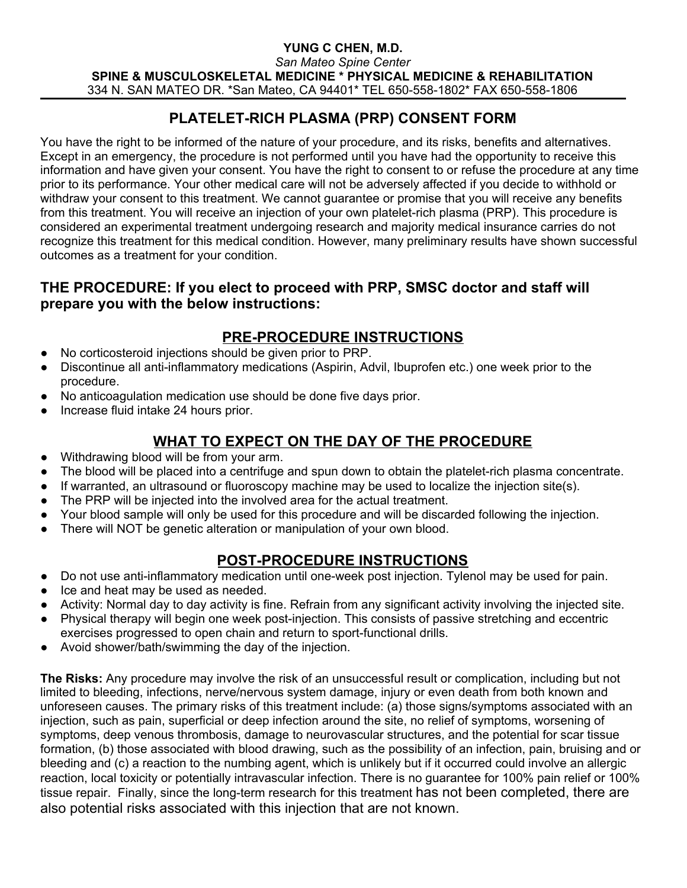**YUNG C CHEN, M.D.**
*San Mateo Spine Center*
**SPINE & MUSCULOSKELETAL MEDICINE * PHYSICAL MEDICINE & REHABILITATION**
334 N. SAN MATEO DR. *San Mateo, CA 94401* TEL 650-558-1802* FAX 650-558-1806

# PLATELET-RICH PLASMA (PRP) CONSENT FORM

You have the right to be informed of the nature of your procedure, and its risks, benefits and alternatives. Except in an emergency, the procedure is not performed until you have had the opportunity to receive this information and have given your consent. You have the right to consent to or refuse the procedure at any time prior to its performance. Your other medical care will not be adversely affected if you decide to withhold or withdraw your consent to this treatment. We cannot guarantee or promise that you will receive any benefits from this treatment. You will receive an injection of your own platelet-rich plasma (PRP). This procedure is considered an experimental treatment undergoing research and majority medical insurance carries do not recognize this treatment for this medical condition. However, many preliminary results have shown successful outcomes as a treatment for your condition.

## THE PROCEDURE: If you elect to proceed with PRP, SMSC doctor and staff will prepare you with the below instructions:

## PRE-PROCEDURE INSTRUCTIONS

- No corticosteroid injections should be given prior to PRP.
- Discontinue all anti-inflammatory medications (Aspirin, Advil, Ibuprofen etc.) one week prior to the procedure.
- No anticoagulation medication use should be done five days prior.
- Increase fluid intake 24 hours prior.

## WHAT TO EXPECT ON THE DAY OF THE PROCEDURE

- Withdrawing blood will be from your arm.
- The blood will be placed into a centrifuge and spun down to obtain the platelet-rich plasma concentrate.
- If warranted, an ultrasound or fluoroscopy machine may be used to localize the injection site(s).
- The PRP will be injected into the involved area for the actual treatment.
- Your blood sample will only be used for this procedure and will be discarded following the injection.
- There will NOT be genetic alteration or manipulation of your own blood.

## POST-PROCEDURE INSTRUCTIONS

- Do not use anti-inflammatory medication until one-week post injection. Tylenol may be used for pain.
- Ice and heat may be used as needed.
- Activity: Normal day to day activity is fine. Refrain from any significant activity involving the injected site.
- Physical therapy will begin one week post-injection. This consists of passive stretching and eccentric exercises progressed to open chain and return to sport-functional drills.
- Avoid shower/bath/swimming the day of the injection.

**The Risks:** Any procedure may involve the risk of an unsuccessful result or complication, including but not limited to bleeding, infections, nerve/nervous system damage, injury or even death from both known and unforeseen causes. The primary risks of this treatment include: (a) those signs/symptoms associated with an injection, such as pain, superficial or deep infection around the site, no relief of symptoms, worsening of symptoms, deep venous thrombosis, damage to neurovascular structures, and the potential for scar tissue formation, (b) those associated with blood drawing, such as the possibility of an infection, pain, bruising and or bleeding and (c) a reaction to the numbing agent, which is unlikely but if it occurred could involve an allergic reaction, local toxicity or potentially intravascular infection. There is no guarantee for 100% pain relief or 100% tissue repair. Finally, since the long-term research for this treatment has not been completed, there are also potential risks associated with this injection that are not known.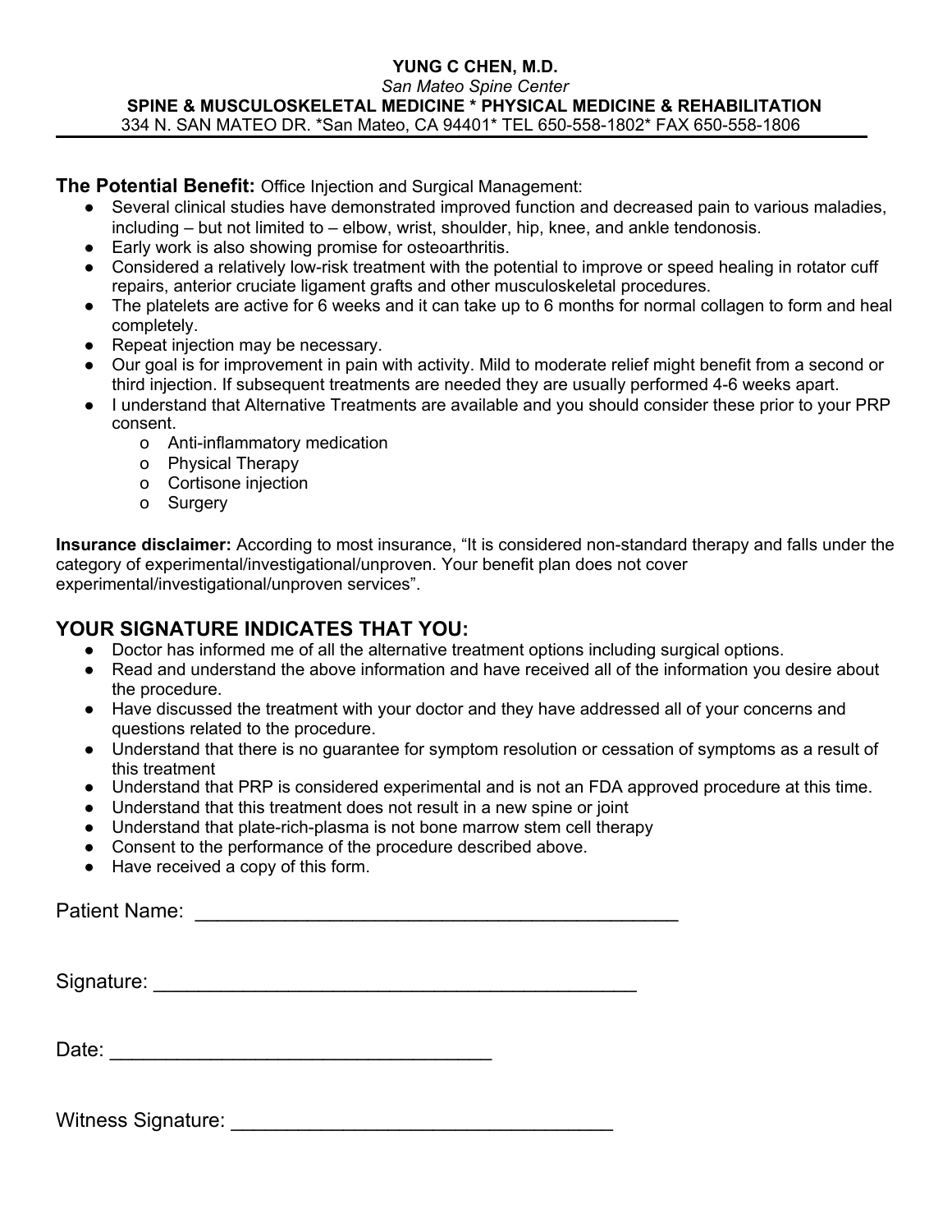**YUNG C CHEN, M.D.**
*San Mateo Spine Center*
**SPINE & MUSCULOSKELETAL MEDICINE * PHYSICAL MEDICINE & REHABILITATION**
334 N. SAN MATEO DR. *San Mateo, CA 94401* TEL 650-558-1802* FAX 650-558-1806

**The Potential Benefit:** Office Injection and Surgical Management:

- Several clinical studies have demonstrated improved function and decreased pain to various maladies, including – but not limited to – elbow, wrist, shoulder, hip, knee, and ankle tendonosis.
- Early work is also showing promise for osteoarthritis.
- Considered a relatively low-risk treatment with the potential to improve or speed healing in rotator cuff repairs, anterior cruciate ligament grafts and other musculoskeletal procedures.
- The platelets are active for 6 weeks and it can take up to 6 months for normal collagen to form and heal completely.
- Repeat injection may be necessary.
- Our goal is for improvement in pain with activity. Mild to moderate relief might benefit from a second or third injection. If subsequent treatments are needed they are usually performed 4-6 weeks apart.
- I understand that Alternative Treatments are available and you should consider these prior to your PRP consent.
  - Anti-inflammatory medication
  - Physical Therapy
  - Cortisone injection
  - Surgery

**Insurance disclaimer:** According to most insurance, "It is considered non-standard therapy and falls under the category of experimental/investigational/unproven. Your benefit plan does not cover experimental/investigational/unproven services".

## YOUR SIGNATURE INDICATES THAT YOU:

- Doctor has informed me of all the alternative treatment options including surgical options.
- Read and understand the above information and have received all of the information you desire about the procedure.
- Have discussed the treatment with your doctor and they have addressed all of your concerns and questions related to the procedure.
- Understand that there is no guarantee for symptom resolution or cessation of symptoms as a result of this treatment
- Understand that PRP is considered experimental and is not an FDA approved procedure at this time.
- Understand that this treatment does not result in a new spine or joint
- Understand that plate-rich-plasma is not bone marrow stem cell therapy
- Consent to the performance of the procedure described above.
- Have received a copy of this form.

Patient Name: ____________________________________________

Signature: ____________________________________________

Date: ___________________________________

Witness Signature: ___________________________________